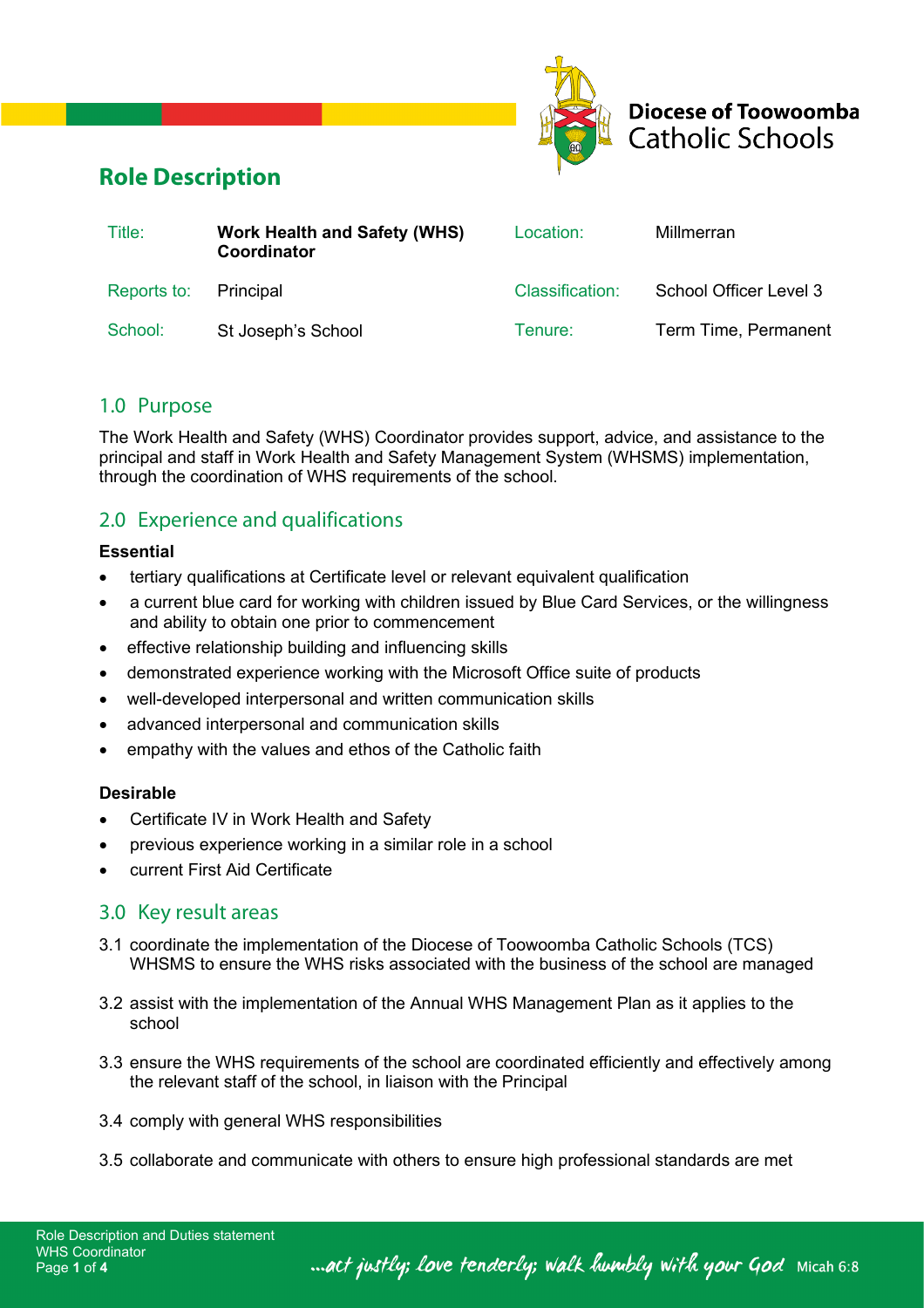Diocese of Toowoomba
Catholic Schools

# Role Description

| Title: | **Work Health and Safety (WHS) Coordinator** | Location: | Millmerran |
|---|---|---|---|
| Reports to: | Principal | Classification: | School Officer Level 3 |
| School: | St Joseph's School | Tenure: | Term Time, Permanent |

## 1.0 Purpose

The Work Health and Safety (WHS) Coordinator provides support, advice, and assistance to the principal and staff in Work Health and Safety Management System (WHSMS) implementation, through the coordination of WHS requirements of the school.

## 2.0 Experience and qualifications

**Essential**

- tertiary qualifications at Certificate level or relevant equivalent qualification
- a current blue card for working with children issued by Blue Card Services, or the willingness and ability to obtain one prior to commencement
- effective relationship building and influencing skills
- demonstrated experience working with the Microsoft Office suite of products
- well-developed interpersonal and written communication skills
- advanced interpersonal and communication skills
- empathy with the values and ethos of the Catholic faith

**Desirable**

- Certificate IV in Work Health and Safety
- previous experience working in a similar role in a school
- current First Aid Certificate

## 3.0 Key result areas

3.1 coordinate the implementation of the Diocese of Toowoomba Catholic Schools (TCS) WHSMS to ensure the WHS risks associated with the business of the school are managed

3.2 assist with the implementation of the Annual WHS Management Plan as it applies to the school

3.3 ensure the WHS requirements of the school are coordinated efficiently and effectively among the relevant staff of the school, in liaison with the Principal

3.4 comply with general WHS responsibilities

3.5 collaborate and communicate with others to ensure high professional standards are met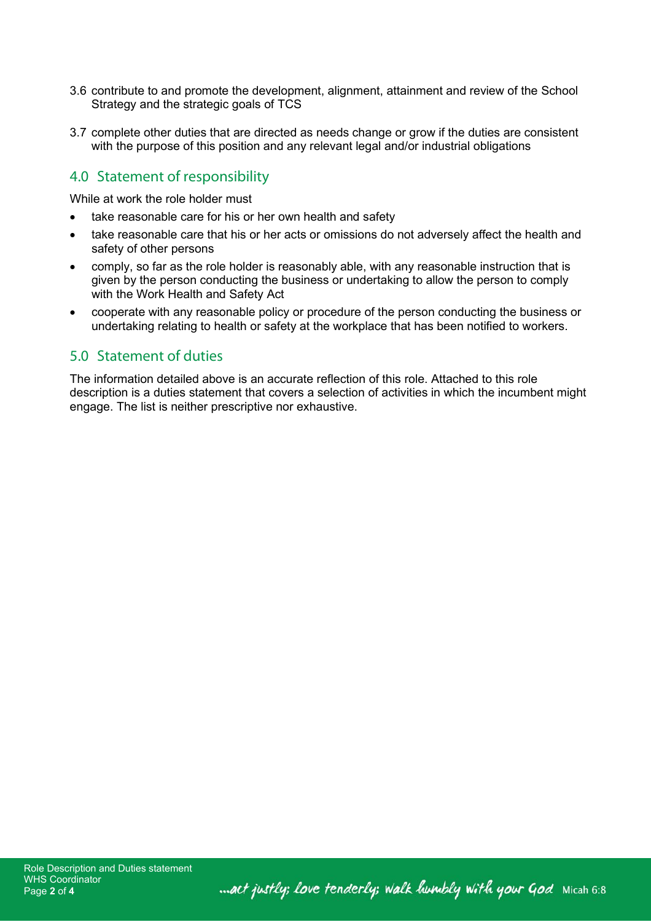3.6 contribute to and promote the development, alignment, attainment and review of the School Strategy and the strategic goals of TCS

3.7 complete other duties that are directed as needs change or grow if the duties are consistent with the purpose of this position and any relevant legal and/or industrial obligations

## 4.0 Statement of responsibility

While at work the role holder must

- take reasonable care for his or her own health and safety
- take reasonable care that his or her acts or omissions do not adversely affect the health and safety of other persons
- comply, so far as the role holder is reasonably able, with any reasonable instruction that is given by the person conducting the business or undertaking to allow the person to comply with the Work Health and Safety Act
- cooperate with any reasonable policy or procedure of the person conducting the business or undertaking relating to health or safety at the workplace that has been notified to workers.

## 5.0 Statement of duties

The information detailed above is an accurate reflection of this role. Attached to this role description is a duties statement that covers a selection of activities in which the incumbent might engage. The list is neither prescriptive nor exhaustive.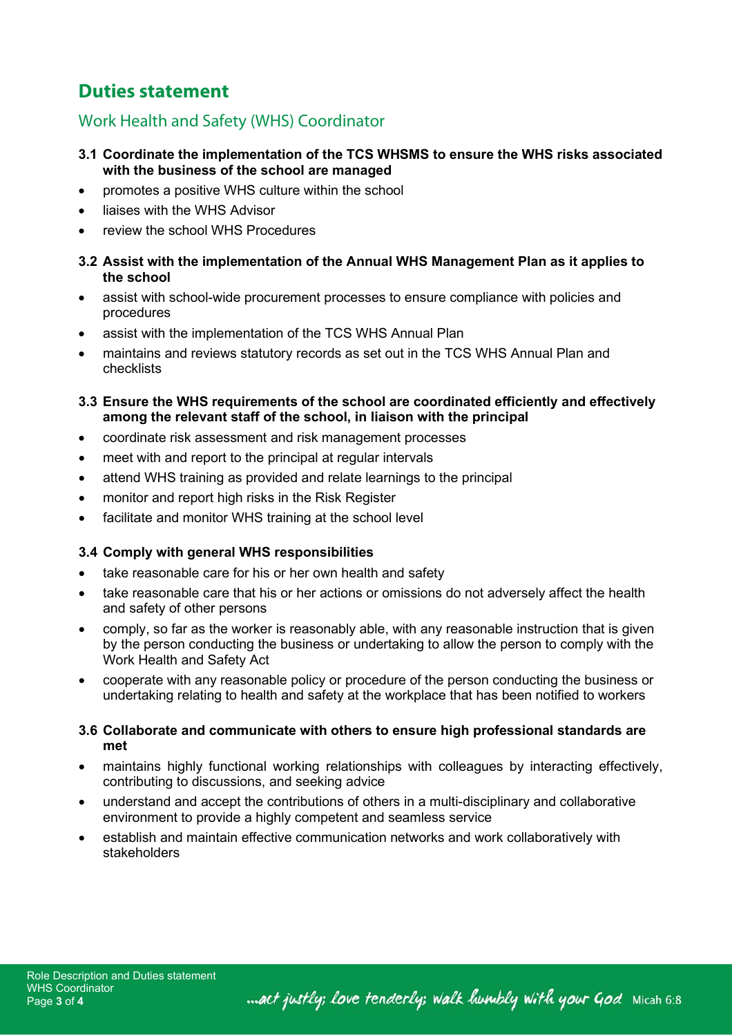# Duties statement

## Work Health and Safety (WHS) Coordinator

**3.1 Coordinate the implementation of the TCS WHSMS to ensure the WHS risks associated with the business of the school are managed**

- promotes a positive WHS culture within the school
- liaises with the WHS Advisor
- review the school WHS Procedures

**3.2 Assist with the implementation of the Annual WHS Management Plan as it applies to the school**

- assist with school-wide procurement processes to ensure compliance with policies and procedures
- assist with the implementation of the TCS WHS Annual Plan
- maintains and reviews statutory records as set out in the TCS WHS Annual Plan and checklists

**3.3 Ensure the WHS requirements of the school are coordinated efficiently and effectively among the relevant staff of the school, in liaison with the principal**

- coordinate risk assessment and risk management processes
- meet with and report to the principal at regular intervals
- attend WHS training as provided and relate learnings to the principal
- monitor and report high risks in the Risk Register
- facilitate and monitor WHS training at the school level

**3.4 Comply with general WHS responsibilities**

- take reasonable care for his or her own health and safety
- take reasonable care that his or her actions or omissions do not adversely affect the health and safety of other persons
- comply, so far as the worker is reasonably able, with any reasonable instruction that is given by the person conducting the business or undertaking to allow the person to comply with the Work Health and Safety Act
- cooperate with any reasonable policy or procedure of the person conducting the business or undertaking relating to health and safety at the workplace that has been notified to workers

**3.6 Collaborate and communicate with others to ensure high professional standards are met**

- maintains highly functional working relationships with colleagues by interacting effectively, contributing to discussions, and seeking advice
- understand and accept the contributions of others in a multi-disciplinary and collaborative environment to provide a highly competent and seamless service
- establish and maintain effective communication networks and work collaboratively with stakeholders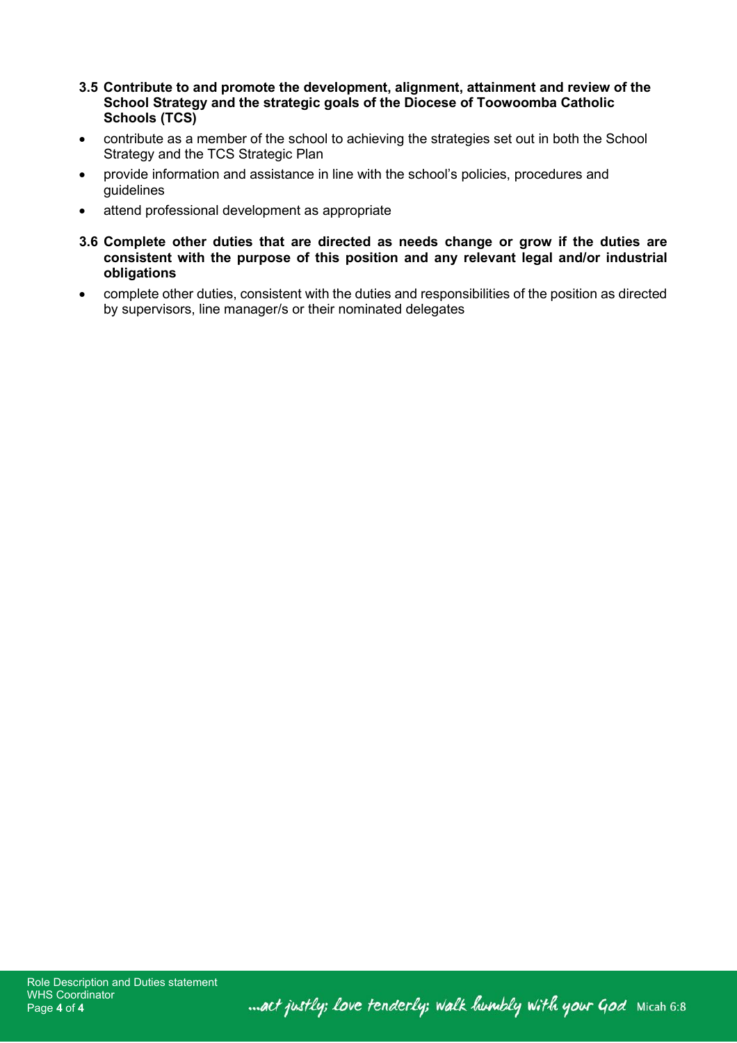**3.5 Contribute to and promote the development, alignment, attainment and review of the School Strategy and the strategic goals of the Diocese of Toowoomba Catholic Schools (TCS)**

- contribute as a member of the school to achieving the strategies set out in both the School Strategy and the TCS Strategic Plan
- provide information and assistance in line with the school's policies, procedures and guidelines
- attend professional development as appropriate

**3.6 Complete other duties that are directed as needs change or grow if the duties are consistent with the purpose of this position and any relevant legal and/or industrial obligations**

- complete other duties, consistent with the duties and responsibilities of the position as directed by supervisors, line manager/s or their nominated delegates